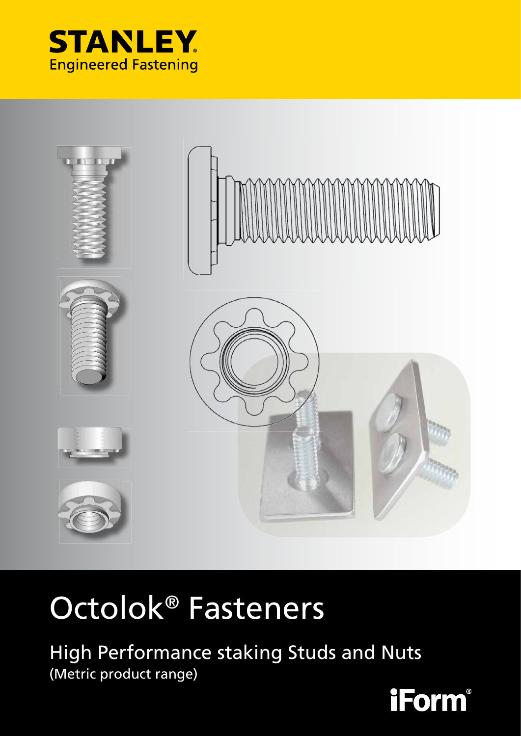STANLEY.
Engineered Fastening

# Octolok® Fasteners

## High Performance staking Studs and Nuts

(Metric product range)

iForm®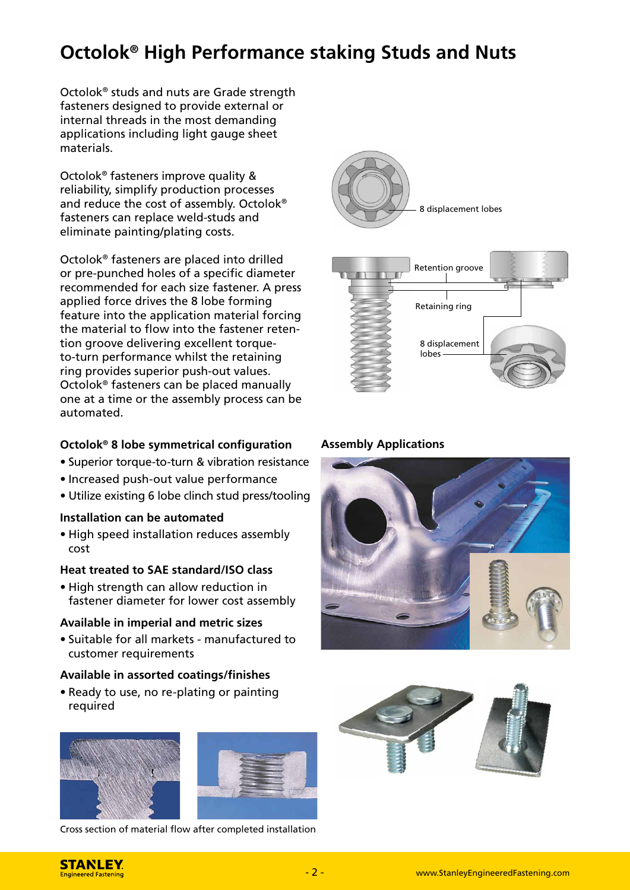# Octolok® High Performance staking Studs and Nuts

Octolok® studs and nuts are Grade strength fasteners designed to provide external or internal threads in the most demanding applications including light gauge sheet materials.

Octolok® fasteners improve quality & reliability, simplify production processes and reduce the cost of assembly. Octolok® fasteners can replace weld-studs and eliminate painting/plating costs.

Octolok® fasteners are placed into drilled or pre-punched holes of a specific diameter recommended for each size fastener. A press applied force drives the 8 lobe forming feature into the application material forcing the material to flow into the fastener retention groove delivering excellent torque-to-turn performance whilst the retaining ring provides superior push-out values. Octolok® fasteners can be placed manually one at a time or the assembly process can be automated.

8 displacement lobes

Retention groove

Retaining ring

8 displacement lobes

### Octolok® 8 lobe symmetrical configuration

- Superior torque-to-turn & vibration resistance
- Increased push-out value performance
- Utilize existing 6 lobe clinch stud press/tooling

### Installation can be automated

- High speed installation reduces assembly cost

### Heat treated to SAE standard/ISO class

- High strength can allow reduction in fastener diameter for lower cost assembly

### Available in imperial and metric sizes

- Suitable for all markets - manufactured to customer requirements

### Available in assorted coatings/finishes

- Ready to use, no re-plating or painting required

Cross section of material flow after completed installation

### Assembly Applications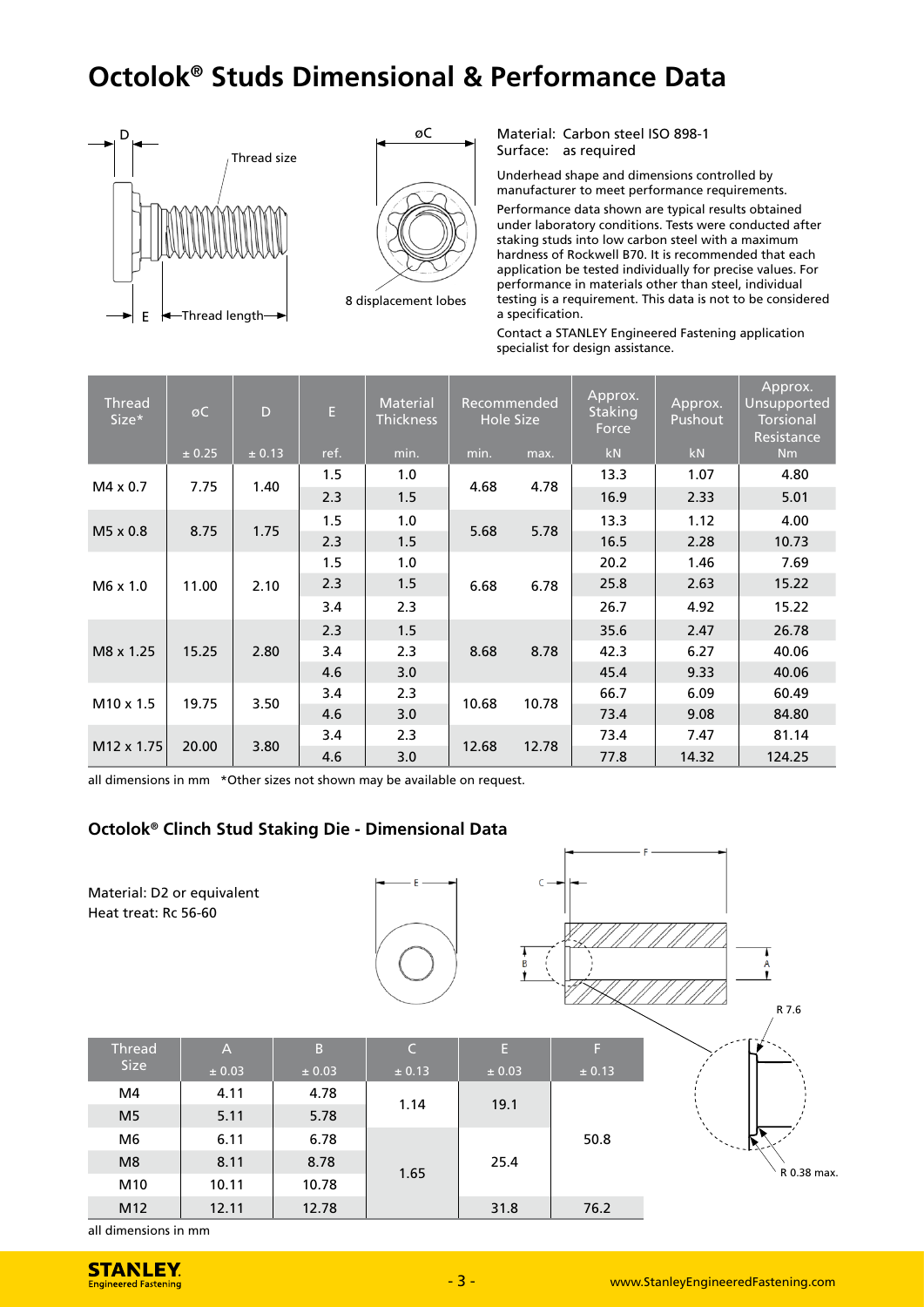# Octolok® Studs Dimensional & Performance Data

Material: Carbon steel ISO 898-1
Surface: as required

Underhead shape and dimensions controlled by manufacturer to meet performance requirements.

Performance data shown are typical results obtained under laboratory conditions. Tests were conducted after staking studs into low carbon steel with a maximum hardness of Rockwell B70. It is recommended that each application be tested individually for precise values. For performance in materials other than steel, individual testing is a requirement. This data is not to be considered a specification.

Contact a STANLEY Engineered Fastening application specialist for design assistance.

| Thread Size* | øC | D | E | Material Thickness | Recommended Hole Size | | Approx. Staking Force | Approx. Pushout | Approx. Unsupported Torsional Resistance |
|---|---|---|---|---|---|---|---|---|---|
| | ± 0.25 | ± 0.13 | ref. | min. | min. | max. | kN | kN | Nm |
| M4 x 0.7 | 7.75 | 1.40 | 1.5 | 1.0 | 4.68 | 4.78 | 13.3 | 1.07 | 4.80 |
| | | | 2.3 | 1.5 | | | 16.9 | 2.33 | 5.01 |
| M5 x 0.8 | 8.75 | 1.75 | 1.5 | 1.0 | 5.68 | 5.78 | 13.3 | 1.12 | 4.00 |
| | | | 2.3 | 1.5 | | | 16.5 | 2.28 | 10.73 |
| M6 x 1.0 | 11.00 | 2.10 | 1.5 | 1.0 | 6.68 | 6.78 | 20.2 | 1.46 | 7.69 |
| | | | 2.3 | 1.5 | | | 25.8 | 2.63 | 15.22 |
| | | | 3.4 | 2.3 | | | 26.7 | 4.92 | 15.22 |
| M8 x 1.25 | 15.25 | 2.80 | 2.3 | 1.5 | 8.68 | 8.78 | 35.6 | 2.47 | 26.78 |
| | | | 3.4 | 2.3 | | | 42.3 | 6.27 | 40.06 |
| | | | 4.6 | 3.0 | | | 45.4 | 9.33 | 40.06 |
| M10 x 1.5 | 19.75 | 3.50 | 3.4 | 2.3 | 10.68 | 10.78 | 66.7 | 6.09 | 60.49 |
| | | | 4.6 | 3.0 | | | 73.4 | 9.08 | 84.80 |
| M12 x 1.75 | 20.00 | 3.80 | 3.4 | 2.3 | 12.68 | 12.78 | 73.4 | 7.47 | 81.14 |
| | | | 4.6 | 3.0 | | | 77.8 | 14.32 | 124.25 |

all dimensions in mm *Other sizes not shown may be available on request.

### Octolok® Clinch Stud Staking Die - Dimensional Data

Material: D2 or equivalent
Heat treat: Rc 56-60

| Thread Size | A | B | C | E | F |
|---|---|---|---|---|---|
| | ± 0.03 | ± 0.03 | ± 0.13 | ± 0.03 | ± 0.13 |
| M4 | 4.11 | 4.78 | 1.14 | 19.1 | 50.8 |
| M5 | 5.11 | 5.78 | | | |
| M6 | 6.11 | 6.78 | 1.65 | 25.4 | |
| M8 | 8.11 | 8.78 | | | |
| M10 | 10.11 | 10.78 | | | |
| M12 | 12.11 | 12.78 | | 31.8 | 76.2 |

all dimensions in mm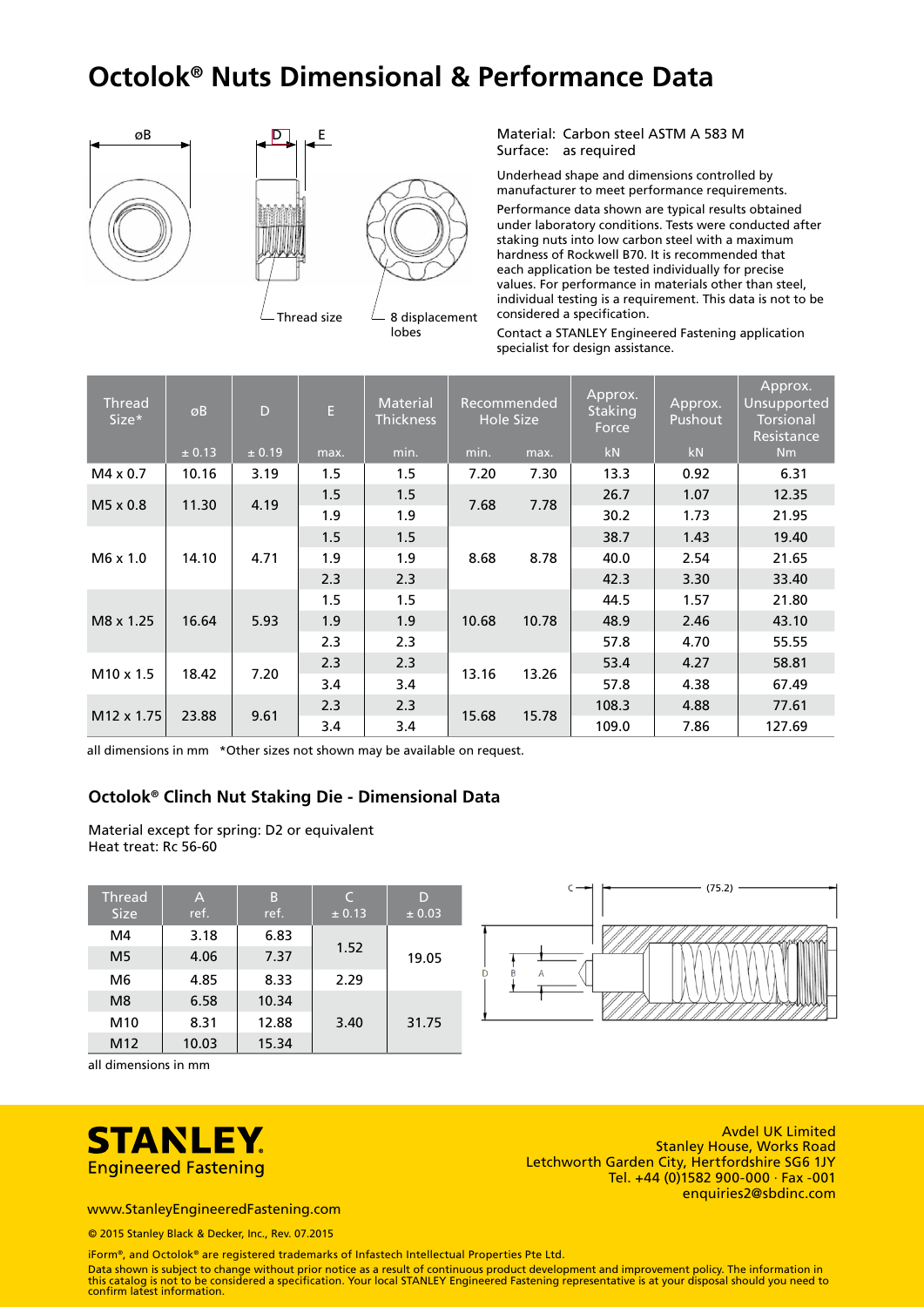# Octolok® Nuts Dimensional & Performance Data

øB

D

E

Thread size

8 displacement lobes

Material: Carbon steel ASTM A 583 M
Surface: as required

Underhead shape and dimensions controlled by manufacturer to meet performance requirements.

Performance data shown are typical results obtained under laboratory conditions. Tests were conducted after staking nuts into low carbon steel with a maximum hardness of Rockwell B70. It is recommended that each application be tested individually for precise values. For performance in materials other than steel, individual testing is a requirement. This data is not to be considered a specification.

Contact a STANLEY Engineered Fastening application specialist for design assistance.

| Thread Size* | øB | D | E | Material Thickness | Recommended Hole Size | | Approx. Staking Force | Approx. Pushout | Approx. Unsupported Torsional Resistance |
|---|---|---|---|---|---|---|---|---|---|
| | ± 0.13 | ± 0.19 | max. | min. | min. | max. | kN | kN | Nm |
| M4 x 0.7 | 10.16 | 3.19 | 1.5 | 1.5 | 7.20 | 7.30 | 13.3 | 0.92 | 6.31 |
| M5 x 0.8 | 11.30 | 4.19 | 1.5 | 1.5 | 7.68 | 7.78 | 26.7 | 1.07 | 12.35 |
| | | | 1.9 | 1.9 | | | 30.2 | 1.73 | 21.95 |
| M6 x 1.0 | 14.10 | 4.71 | 1.5 | 1.5 | 8.68 | 8.78 | 38.7 | 1.43 | 19.40 |
| | | | 1.9 | 1.9 | | | 40.0 | 2.54 | 21.65 |
| | | | 2.3 | 2.3 | | | 42.3 | 3.30 | 33.40 |
| M8 x 1.25 | 16.64 | 5.93 | 1.5 | 1.5 | 10.68 | 10.78 | 44.5 | 1.57 | 21.80 |
| | | | 1.9 | 1.9 | | | 48.9 | 2.46 | 43.10 |
| | | | 2.3 | 2.3 | | | 57.8 | 4.70 | 55.55 |
| M10 x 1.5 | 18.42 | 7.20 | 2.3 | 2.3 | 13.16 | 13.26 | 53.4 | 4.27 | 58.81 |
| | | | 3.4 | 3.4 | | | 57.8 | 4.38 | 67.49 |
| M12 x 1.75 | 23.88 | 9.61 | 2.3 | 2.3 | 15.68 | 15.78 | 108.3 | 4.88 | 77.61 |
| | | | 3.4 | 3.4 | | | 109.0 | 7.86 | 127.69 |

all dimensions in mm *Other sizes not shown may be available on request.

### Octolok® Clinch Nut Staking Die - Dimensional Data

Material except for spring: D2 or equivalent
Heat treat: Rc 56-60

| Thread Size | A ref. | B ref. | C ± 0.13 | D ± 0.03 |
|---|---|---|---|---|
| M4 | 3.18 | 6.83 | 1.52 | 19.05 |
| M5 | 4.06 | 7.37 | | |
| M6 | 4.85 | 8.33 | 2.29 | |
| M8 | 6.58 | 10.34 | 3.40 | 31.75 |
| M10 | 8.31 | 12.88 | | |
| M12 | 10.03 | 15.34 | | |

all dimensions in mm

C

(75.2)

D

B

A

**STANLEY**
Engineered Fastening

Avdel UK Limited
Stanley House, Works Road
Letchworth Garden City, Hertfordshire SG6 1JY
Tel. +44 (0)1582 900-000 · Fax -001
enquiries2@sbdinc.com

www.StanleyEngineeredFastening.com

© 2015 Stanley Black & Decker, Inc., Rev. 07.2015

iForm®, and Octolok® are registered trademarks of Infastech Intellectual Properties Pte Ltd.

Data shown is subject to change without prior notice as a result of continuous product development and improvement policy. The information in this catalog is not to be considered a specification. Your local STANLEY Engineered Fastening representative is at your disposal should you need to confirm latest information.